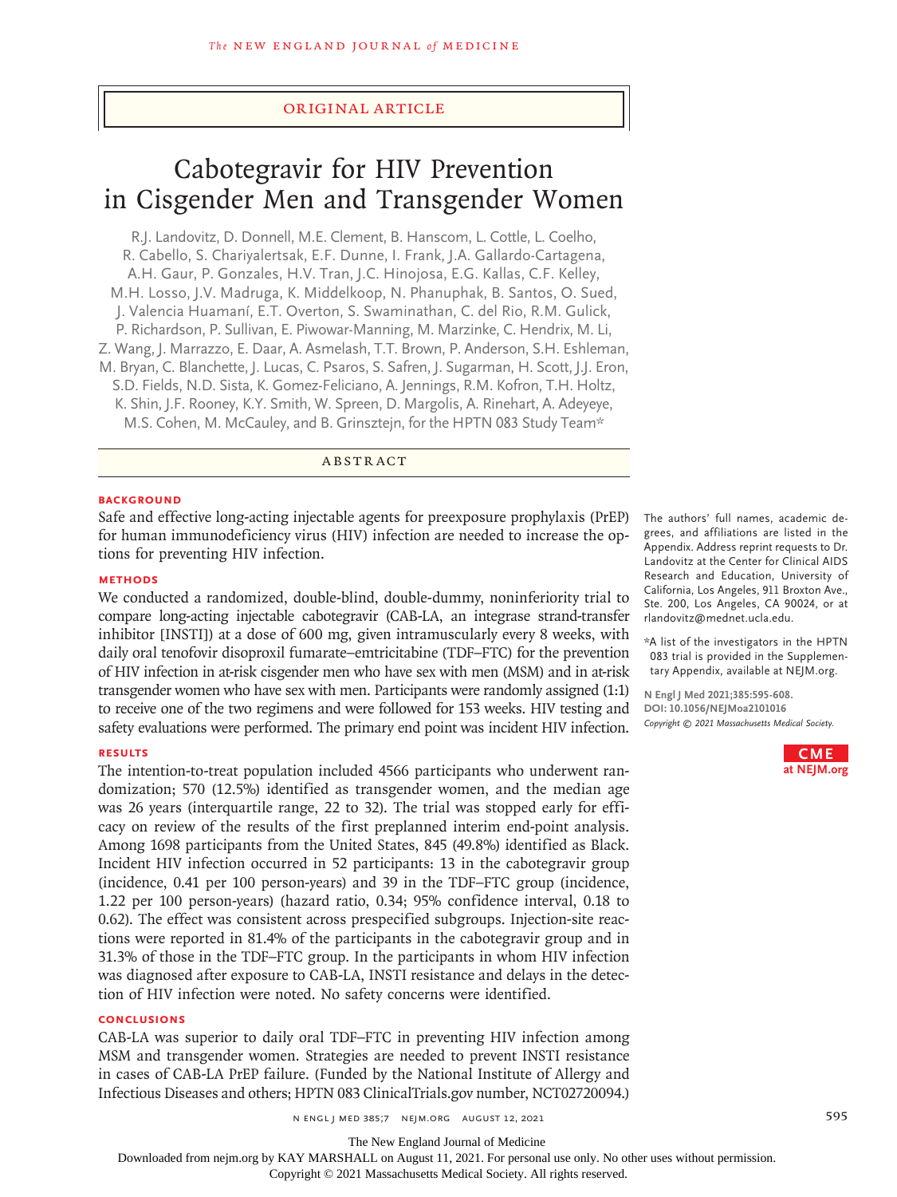ORIGINAL ARTICLE

# Cabotegravir for HIV Prevention in Cisgender Men and Transgender Women

R.J. Landovitz, D. Donnell, M.E. Clement, B. Hanscom, L. Cottle, L. Coelho, R. Cabello, S. Chariyalertsak, E.F. Dunne, I. Frank, J.A. Gallardo-Cartagena, A.H. Gaur, P. Gonzales, H.V. Tran, J.C. Hinojosa, E.G. Kallas, C.F. Kelley, M.H. Losso, J.V. Madruga, K. Middelkoop, N. Phanuphak, B. Santos, O. Sued, J. Valencia Huamaní, E.T. Overton, S. Swaminathan, C. del Rio, R.M. Gulick, P. Richardson, P. Sullivan, E. Piwowar-Manning, M. Marzinke, C. Hendrix, M. Li, Z. Wang, J. Marrazzo, E. Daar, A. Asmelash, T.T. Brown, P. Anderson, S.H. Eshleman, M. Bryan, C. Blanchette, J. Lucas, C. Psaros, S. Safren, J. Sugarman, H. Scott, J.J. Eron, S.D. Fields, N.D. Sista, K. Gomez-Feliciano, A. Jennings, R.M. Kofron, T.H. Holtz, K. Shin, J.F. Rooney, K.Y. Smith, W. Spreen, D. Margolis, A. Rinehart, A. Adeyeye, M.S. Cohen, M. McCauley, and B. Grinsztejn, for the HPTN 083 Study Team*

## ABSTRACT

### BACKGROUND

Safe and effective long-acting injectable agents for preexposure prophylaxis (PrEP) for human immunodeficiency virus (HIV) infection are needed to increase the options for preventing HIV infection.

### METHODS

We conducted a randomized, double-blind, double-dummy, noninferiority trial to compare long-acting injectable cabotegravir (CAB-LA, an integrase strand-transfer inhibitor [INSTI]) at a dose of 600 mg, given intramuscularly every 8 weeks, with daily oral tenofovir disoproxil fumarate–emtricitabine (TDF–FTC) for the prevention of HIV infection in at-risk cisgender men who have sex with men (MSM) and in at-risk transgender women who have sex with men. Participants were randomly assigned (1:1) to receive one of the two regimens and were followed for 153 weeks. HIV testing and safety evaluations were performed. The primary end point was incident HIV infection.

### RESULTS

The intention-to-treat population included 4566 participants who underwent randomization; 570 (12.5%) identified as transgender women, and the median age was 26 years (interquartile range, 22 to 32). The trial was stopped early for efficacy on review of the results of the first preplanned interim end-point analysis. Among 1698 participants from the United States, 845 (49.8%) identified as Black. Incident HIV infection occurred in 52 participants: 13 in the cabotegravir group (incidence, 0.41 per 100 person-years) and 39 in the TDF–FTC group (incidence, 1.22 per 100 person-years) (hazard ratio, 0.34; 95% confidence interval, 0.18 to 0.62). The effect was consistent across prespecified subgroups. Injection-site reactions were reported in 81.4% of the participants in the cabotegravir group and in 31.3% of those in the TDF–FTC group. In the participants in whom HIV infection was diagnosed after exposure to CAB-LA, INSTI resistance and delays in the detection of HIV infection were noted. No safety concerns were identified.

### CONCLUSIONS

CAB-LA was superior to daily oral TDF–FTC in preventing HIV infection among MSM and transgender women. Strategies are needed to prevent INSTI resistance in cases of CAB-LA PrEP failure. (Funded by the National Institute of Allergy and Infectious Diseases and others; HPTN 083 ClinicalTrials.gov number, NCT02720094.)

The authors' full names, academic degrees, and affiliations are listed in the Appendix. Address reprint requests to Dr. Landovitz at the Center for Clinical AIDS Research and Education, University of California, Los Angeles, 911 Broxton Ave., Ste. 200, Los Angeles, CA 90024, or at rlandovitz@mednet.ucla.edu.

*A list of the investigators in the HPTN 083 trial is provided in the Supplementary Appendix, available at NEJM.org.

N Engl J Med 2021;385:595-608.
DOI: 10.1056/NEJMoa2101016
Copyright © 2021 Massachusetts Medical Society.

CME at NEJM.org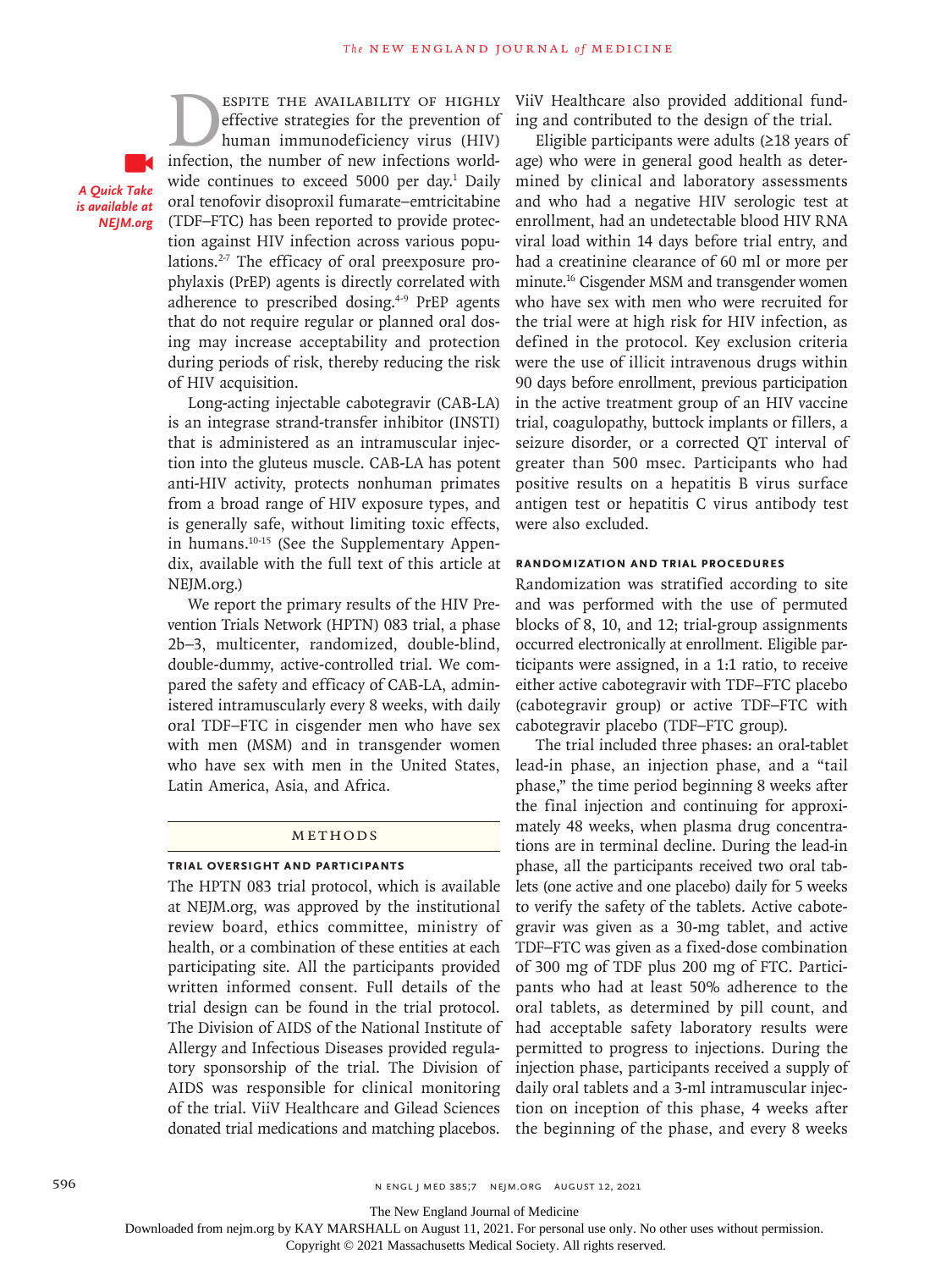A Quick Take is available at NEJM.org

Despite the availability of highly effective strategies for the prevention of human immunodeficiency virus (HIV) infection, the number of new infections worldwide continues to exceed 5000 per day.[1] Daily oral tenofovir disoproxil fumarate–emtricitabine (TDF–FTC) has been reported to provide protection against HIV infection across various populations.[2-7] The efficacy of oral preexposure prophylaxis (PrEP) agents is directly correlated with adherence to prescribed dosing.[4-9] PrEP agents that do not require regular or planned oral dosing may increase acceptability and protection during periods of risk, thereby reducing the risk of HIV acquisition.

Long-acting injectable cabotegravir (CAB-LA) is an integrase strand-transfer inhibitor (INSTI) that is administered as an intramuscular injection into the gluteus muscle. CAB-LA has potent anti-HIV activity, protects nonhuman primates from a broad range of HIV exposure types, and is generally safe, without limiting toxic effects, in humans.[10-15] (See the Supplementary Appendix, available with the full text of this article at NEJM.org.)

We report the primary results of the HIV Prevention Trials Network (HPTN) 083 trial, a phase 2b–3, multicenter, randomized, double-blind, double-dummy, active-controlled trial. We compared the safety and efficacy of CAB-LA, administered intramuscularly every 8 weeks, with daily oral TDF–FTC in cisgender men who have sex with men (MSM) and in transgender women who have sex with men in the United States, Latin America, Asia, and Africa.

## Methods

### Trial Oversight and Participants

The HPTN 083 trial protocol, which is available at NEJM.org, was approved by the institutional review board, ethics committee, ministry of health, or a combination of these entities at each participating site. All the participants provided written informed consent. Full details of the trial design can be found in the trial protocol. The Division of AIDS of the National Institute of Allergy and Infectious Diseases provided regulatory sponsorship of the trial. The Division of AIDS was responsible for clinical monitoring of the trial. ViiV Healthcare and Gilead Sciences donated trial medications and matching placebos. ViiV Healthcare also provided additional funding and contributed to the design of the trial.

Eligible participants were adults (≥18 years of age) who were in general good health as determined by clinical and laboratory assessments and who had a negative HIV serologic test at enrollment, had an undetectable blood HIV RNA viral load within 14 days before trial entry, and had a creatinine clearance of 60 ml or more per minute.[16] Cisgender MSM and transgender women who have sex with men who were recruited for the trial were at high risk for HIV infection, as defined in the protocol. Key exclusion criteria were the use of illicit intravenous drugs within 90 days before enrollment, previous participation in the active treatment group of an HIV vaccine trial, coagulopathy, buttock implants or fillers, a seizure disorder, or a corrected QT interval of greater than 500 msec. Participants who had positive results on a hepatitis B virus surface antigen test or hepatitis C virus antibody test were also excluded.

### Randomization and Trial Procedures

Randomization was stratified according to site and was performed with the use of permuted blocks of 8, 10, and 12; trial-group assignments occurred electronically at enrollment. Eligible participants were assigned, in a 1:1 ratio, to receive either active cabotegravir with TDF–FTC placebo (cabotegravir group) or active TDF–FTC with cabotegravir placebo (TDF–FTC group).

The trial included three phases: an oral-tablet lead-in phase, an injection phase, and a "tail phase," the time period beginning 8 weeks after the final injection and continuing for approximately 48 weeks, when plasma drug concentrations are in terminal decline. During the lead-in phase, all the participants received two oral tablets (one active and one placebo) daily for 5 weeks to verify the safety of the tablets. Active cabotegravir was given as a 30-mg tablet, and active TDF–FTC was given as a fixed-dose combination of 300 mg of TDF plus 200 mg of FTC. Participants who had at least 50% adherence to the oral tablets, as determined by pill count, and had acceptable safety laboratory results were permitted to progress to injections. During the injection phase, participants received a supply of daily oral tablets and a 3-ml intramuscular injection on inception of this phase, 4 weeks after the beginning of the phase, and every 8 weeks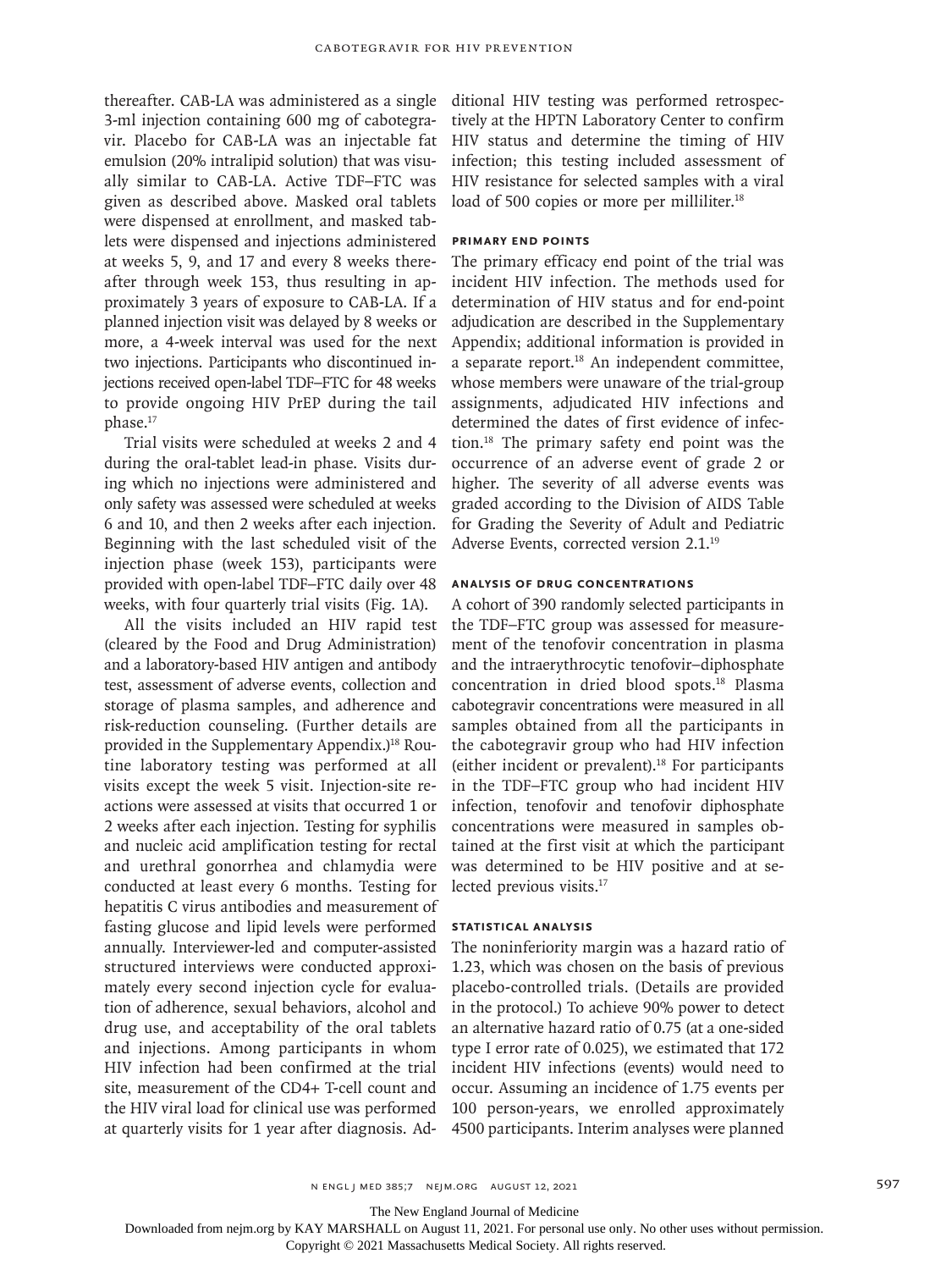thereafter. CAB-LA was administered as a single 3-ml injection containing 600 mg of cabotegravir. Placebo for CAB-LA was an injectable fat emulsion (20% intralipid solution) that was visually similar to CAB-LA. Active TDF–FTC was given as described above. Masked oral tablets were dispensed at enrollment, and masked tablets were dispensed and injections administered at weeks 5, 9, and 17 and every 8 weeks thereafter through week 153, thus resulting in approximately 3 years of exposure to CAB-LA. If a planned injection visit was delayed by 8 weeks or more, a 4-week interval was used for the next two injections. Participants who discontinued injections received open-label TDF–FTC for 48 weeks to provide ongoing HIV PrEP during the tail phase.[17]

Trial visits were scheduled at weeks 2 and 4 during the oral-tablet lead-in phase. Visits during which no injections were administered and only safety was assessed were scheduled at weeks 6 and 10, and then 2 weeks after each injection. Beginning with the last scheduled visit of the injection phase (week 153), participants were provided with open-label TDF–FTC daily over 48 weeks, with four quarterly trial visits (Fig. 1A).

All the visits included an HIV rapid test (cleared by the Food and Drug Administration) and a laboratory-based HIV antigen and antibody test, assessment of adverse events, collection and storage of plasma samples, and adherence and risk-reduction counseling. (Further details are provided in the Supplementary Appendix.)[18] Routine laboratory testing was performed at all visits except the week 5 visit. Injection-site reactions were assessed at visits that occurred 1 or 2 weeks after each injection. Testing for syphilis and nucleic acid amplification testing for rectal and urethral gonorrhea and chlamydia were conducted at least every 6 months. Testing for hepatitis C virus antibodies and measurement of fasting glucose and lipid levels were performed annually. Interviewer-led and computer-assisted structured interviews were conducted approximately every second injection cycle for evaluation of adherence, sexual behaviors, alcohol and drug use, and acceptability of the oral tablets and injections. Among participants in whom HIV infection had been confirmed at the trial site, measurement of the CD4+ T-cell count and the HIV viral load for clinical use was performed at quarterly visits for 1 year after diagnosis. Additional HIV testing was performed retrospectively at the HPTN Laboratory Center to confirm HIV status and determine the timing of HIV infection; this testing included assessment of HIV resistance for selected samples with a viral load of 500 copies or more per milliliter.[18]

### Primary End Points

The primary efficacy end point of the trial was incident HIV infection. The methods used for determination of HIV status and for end-point adjudication are described in the Supplementary Appendix; additional information is provided in a separate report.[18] An independent committee, whose members were unaware of the trial-group assignments, adjudicated HIV infections and determined the dates of first evidence of infection.[18] The primary safety end point was the occurrence of an adverse event of grade 2 or higher. The severity of all adverse events was graded according to the Division of AIDS Table for Grading the Severity of Adult and Pediatric Adverse Events, corrected version 2.1.[19]

### Analysis of Drug Concentrations

A cohort of 390 randomly selected participants in the TDF–FTC group was assessed for measurement of the tenofovir concentration in plasma and the intraerythrocytic tenofovir–diphosphate concentration in dried blood spots.[18] Plasma cabotegravir concentrations were measured in all samples obtained from all the participants in the cabotegravir group who had HIV infection (either incident or prevalent).[18] For participants in the TDF–FTC group who had incident HIV infection, tenofovir and tenofovir diphosphate concentrations were measured in samples obtained at the first visit at which the participant was determined to be HIV positive and at selected previous visits.[17]

### Statistical Analysis

The noninferiority margin was a hazard ratio of 1.23, which was chosen on the basis of previous placebo-controlled trials. (Details are provided in the protocol.) To achieve 90% power to detect an alternative hazard ratio of 0.75 (at a one-sided type I error rate of 0.025), we estimated that 172 incident HIV infections (events) would need to occur. Assuming an incidence of 1.75 events per 100 person-years, we enrolled approximately 4500 participants. Interim analyses were planned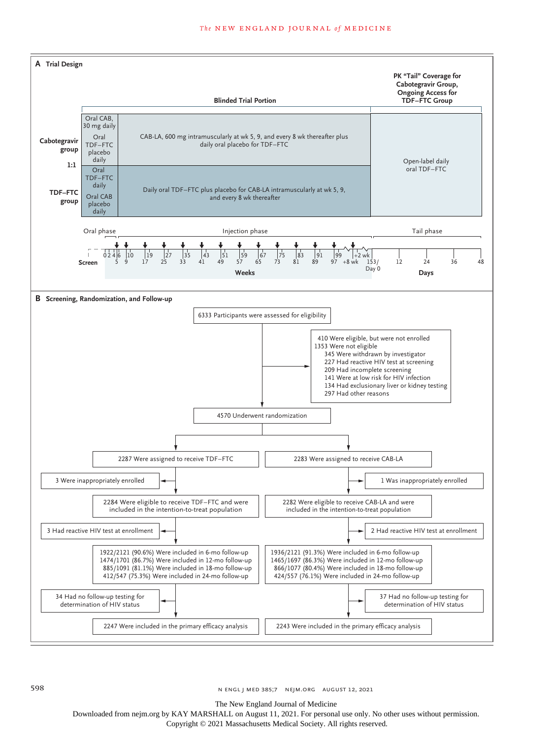## A Trial Design

**Blinded Trial Portion**

**PK "Tail" Coverage for Cabotegravir Group, Ongoing Access for TDF–FTC Group**

| | Oral phase | Injection phase | Tail phase |
|---|---|---|---|
| **Cabotegravir group** | Oral CAB, 30 mg daily; Oral TDF–FTC placebo daily | CAB-LA, 600 mg intramuscularly at wk 5, 9, and every 8 wk thereafter plus daily oral placebo for TDF–FTC | Open-label daily oral TDF–FTC |
| **TDF–FTC group** | Oral TDF–FTC daily; Oral CAB placebo daily | Daily oral TDF–FTC plus placebo for CAB-LA intramuscularly at wk 5, 9, and every 8 wk thereafter | Open-label daily oral TDF–FTC |

**1:1**

Screen | Weeks: 0, 2, 4, 5, 6, 9, 10, 17, 19, 25, 27, 33, 35, 41, 43, 49, 51, 57, 59, 65, 67, 73, 75, 81, 83, 89, 91, 97, 99, +8 wk, +2 wk, 153/Day 0 | Days: 12, 24, 36, 48

## B Screening, Randomization, and Follow-up

6333 Participants were assessed for eligibility

- 410 Were eligible, but were not enrolled
- 1353 Were not eligible
  - 345 Were withdrawn by investigator
  - 227 Had reactive HIV test at screening
  - 209 Had incomplete screening
  - 141 Were at low risk for HIV infection
  - 134 Had exclusionary liver or kidney testing
  - 297 Had other reasons

4570 Underwent randomization

**TDF–FTC group**

- 2287 Were assigned to receive TDF–FTC
- 3 Were inappropriately enrolled
- 2284 Were eligible to receive TDF–FTC and were included in the intention-to-treat population
- 3 Had reactive HIV test at enrollment
- 1922/2121 (90.6%) Were included in 6-mo follow-up; 1474/1701 (86.7%) Were included in 12-mo follow-up; 885/1091 (81.1%) Were included in 18-mo follow-up; 412/547 (75.3%) Were included in 24-mo follow-up
- 34 Had no follow-up testing for determination of HIV status
- 2247 Were included in the primary efficacy analysis

**CAB-LA group**

- 2283 Were assigned to receive CAB-LA
- 1 Was inappropriately enrolled
- 2282 Were eligible to receive CAB-LA and were included in the intention-to-treat population
- 2 Had reactive HIV test at enrollment
- 1936/2121 (91.3%) Were included in 6-mo follow-up; 1465/1697 (86.3%) Were included in 12-mo follow-up; 866/1077 (80.4%) Were included in 18-mo follow-up; 424/557 (76.1%) Were included in 24-mo follow-up
- 37 Had no follow-up testing for determination of HIV status
- 2243 Were included in the primary efficacy analysis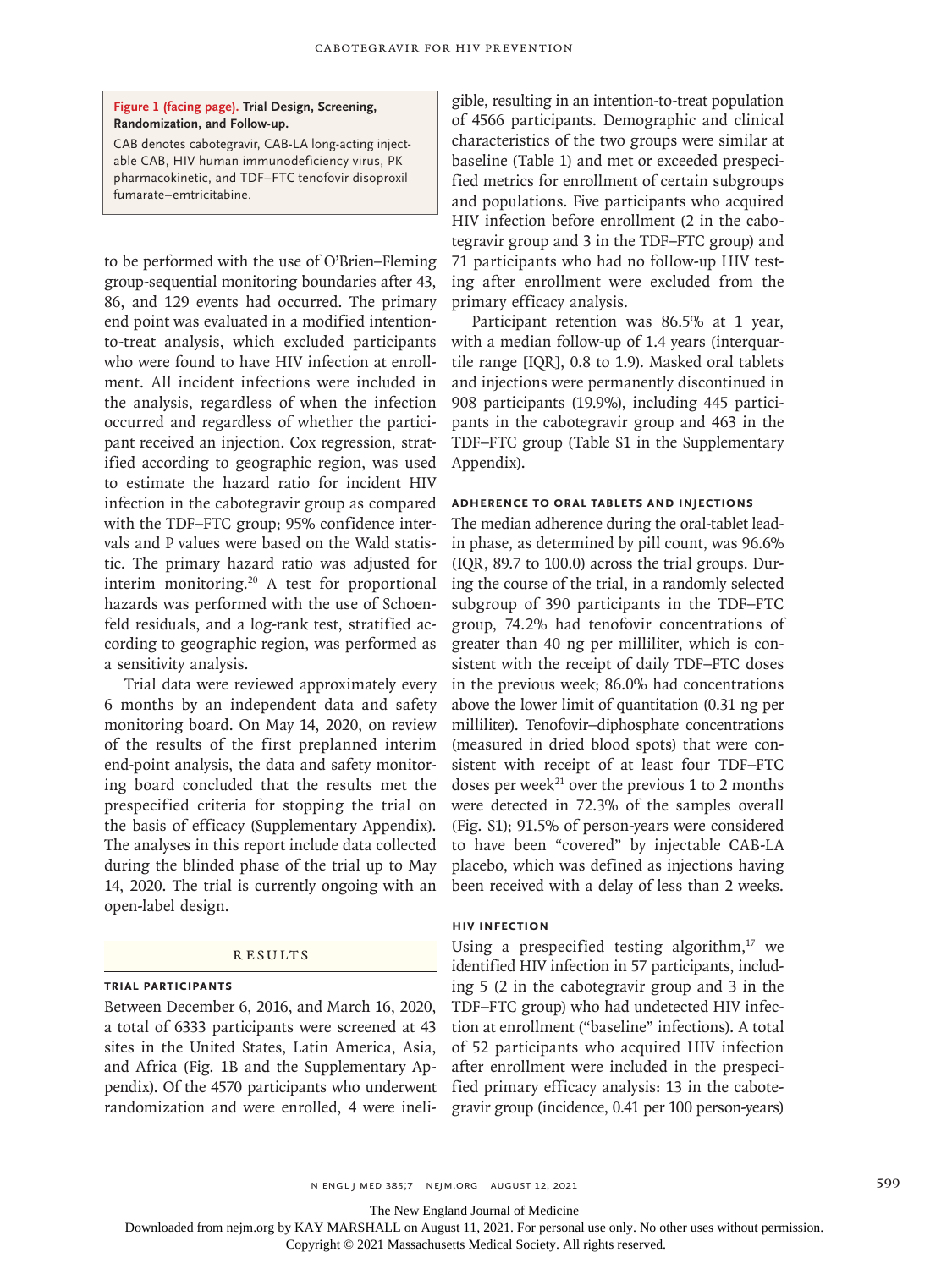**Figure 1 (facing page). Trial Design, Screening, Randomization, and Follow-up.**

CAB denotes cabotegravir, CAB-LA long-acting injectable CAB, HIV human immunodeficiency virus, PK pharmacokinetic, and TDF–FTC tenofovir disoproxil fumarate–emtricitabine.

to be performed with the use of O'Brien–Fleming group-sequential monitoring boundaries after 43, 86, and 129 events had occurred. The primary end point was evaluated in a modified intention-to-treat analysis, which excluded participants who were found to have HIV infection at enrollment. All incident infections were included in the analysis, regardless of when the infection occurred and regardless of whether the participant received an injection. Cox regression, stratified according to geographic region, was used to estimate the hazard ratio for incident HIV infection in the cabotegravir group as compared with the TDF–FTC group; 95% confidence intervals and P values were based on the Wald statistic. The primary hazard ratio was adjusted for interim monitoring.[20] A test for proportional hazards was performed with the use of Schoenfeld residuals, and a log-rank test, stratified according to geographic region, was performed as a sensitivity analysis.

Trial data were reviewed approximately every 6 months by an independent data and safety monitoring board. On May 14, 2020, on review of the results of the first preplanned interim end-point analysis, the data and safety monitoring board concluded that the results met the prespecified criteria for stopping the trial on the basis of efficacy (Supplementary Appendix). The analyses in this report include data collected during the blinded phase of the trial up to May 14, 2020. The trial is currently ongoing with an open-label design.

## Results

### Trial Participants

Between December 6, 2016, and March 16, 2020, a total of 6333 participants were screened at 43 sites in the United States, Latin America, Asia, and Africa (Fig. 1B and the Supplementary Appendix). Of the 4570 participants who underwent randomization and were enrolled, 4 were ineligible, resulting in an intention-to-treat population of 4566 participants. Demographic and clinical characteristics of the two groups were similar at baseline (Table 1) and met or exceeded prespecified metrics for enrollment of certain subgroups and populations. Five participants who acquired HIV infection before enrollment (2 in the cabotegravir group and 3 in the TDF–FTC group) and 71 participants who had no follow-up HIV testing after enrollment were excluded from the primary efficacy analysis.

Participant retention was 86.5% at 1 year, with a median follow-up of 1.4 years (interquartile range [IQR], 0.8 to 1.9). Masked oral tablets and injections were permanently discontinued in 908 participants (19.9%), including 445 participants in the cabotegravir group and 463 in the TDF–FTC group (Table S1 in the Supplementary Appendix).

### Adherence to Oral Tablets and Injections

The median adherence during the oral-tablet lead-in phase, as determined by pill count, was 96.6% (IQR, 89.7 to 100.0) across the trial groups. During the course of the trial, in a randomly selected subgroup of 390 participants in the TDF–FTC group, 74.2% had tenofovir concentrations of greater than 40 ng per milliliter, which is consistent with the receipt of daily TDF–FTC doses in the previous week; 86.0% had concentrations above the lower limit of quantitation (0.31 ng per milliliter). Tenofovir–diphosphate concentrations (measured in dried blood spots) that were consistent with receipt of at least four TDF–FTC doses per week[21] over the previous 1 to 2 months were detected in 72.3% of the samples overall (Fig. S1); 91.5% of person-years were considered to have been "covered" by injectable CAB-LA placebo, which was defined as injections having been received with a delay of less than 2 weeks.

### HIV Infection

Using a prespecified testing algorithm,[17] we identified HIV infection in 57 participants, including 5 (2 in the cabotegravir group and 3 in the TDF–FTC group) who had undetected HIV infection at enrollment ("baseline" infections). A total of 52 participants who acquired HIV infection after enrollment were included in the prespecified primary efficacy analysis: 13 in the cabotegravir group (incidence, 0.41 per 100 person-years)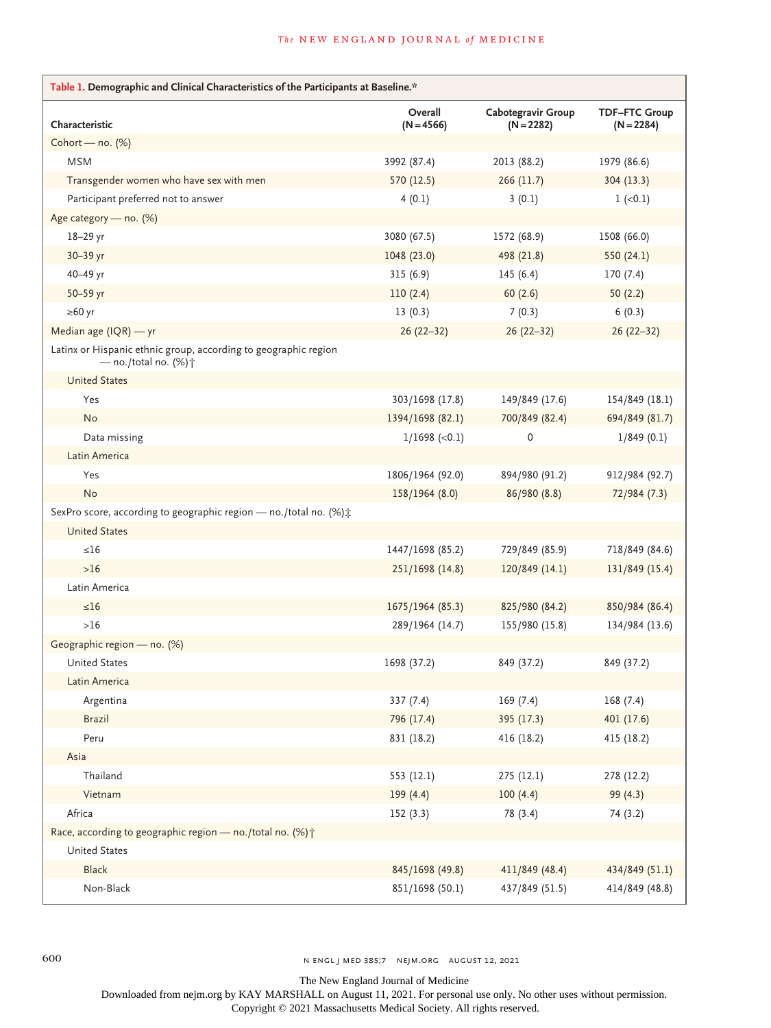| Table 1. Demographic and Clinical Characteristics of the Participants at Baseline.* | | | |
|---|---|---|---|
| Characteristic | Overall (N=4566) | Cabotegravir Group (N=2282) | TDF–FTC Group (N=2284) |
| Cohort — no. (%) | | | |
| MSM | 3992 (87.4) | 2013 (88.2) | 1979 (86.6) |
| Transgender women who have sex with men | 570 (12.5) | 266 (11.7) | 304 (13.3) |
| Participant preferred not to answer | 4 (0.1) | 3 (0.1) | 1 (<0.1) |
| Age category — no. (%) | | | |
| 18–29 yr | 3080 (67.5) | 1572 (68.9) | 1508 (66.0) |
| 30–39 yr | 1048 (23.0) | 498 (21.8) | 550 (24.1) |
| 40–49 yr | 315 (6.9) | 145 (6.4) | 170 (7.4) |
| 50–59 yr | 110 (2.4) | 60 (2.6) | 50 (2.2) |
| ≥60 yr | 13 (0.3) | 7 (0.3) | 6 (0.3) |
| Median age (IQR) — yr | 26 (22–32) | 26 (22–32) | 26 (22–32) |
| Latinx or Hispanic ethnic group, according to geographic region — no./total no. (%)† | | | |
| United States | | | |
| Yes | 303/1698 (17.8) | 149/849 (17.6) | 154/849 (18.1) |
| No | 1394/1698 (82.1) | 700/849 (82.4) | 694/849 (81.7) |
| Data missing | 1/1698 (<0.1) | 0 | 1/849 (0.1) |
| Latin America | | | |
| Yes | 1806/1964 (92.0) | 894/980 (91.2) | 912/984 (92.7) |
| No | 158/1964 (8.0) | 86/980 (8.8) | 72/984 (7.3) |
| SexPro score, according to geographic region — no./total no. (%)‡ | | | |
| United States | | | |
| ≤16 | 1447/1698 (85.2) | 729/849 (85.9) | 718/849 (84.6) |
| >16 | 251/1698 (14.8) | 120/849 (14.1) | 131/849 (15.4) |
| Latin America | | | |
| ≤16 | 1675/1964 (85.3) | 825/980 (84.2) | 850/984 (86.4) |
| >16 | 289/1964 (14.7) | 155/980 (15.8) | 134/984 (13.6) |
| Geographic region — no. (%) | | | |
| United States | 1698 (37.2) | 849 (37.2) | 849 (37.2) |
| Latin America | | | |
| Argentina | 337 (7.4) | 169 (7.4) | 168 (7.4) |
| Brazil | 796 (17.4) | 395 (17.3) | 401 (17.6) |
| Peru | 831 (18.2) | 416 (18.2) | 415 (18.2) |
| Asia | | | |
| Thailand | 553 (12.1) | 275 (12.1) | 278 (12.2) |
| Vietnam | 199 (4.4) | 100 (4.4) | 99 (4.3) |
| Africa | 152 (3.3) | 78 (3.4) | 74 (3.2) |
| Race, according to geographic region — no./total no. (%)† | | | |
| United States | | | |
| Black | 845/1698 (49.8) | 411/849 (48.4) | 434/849 (51.1) |
| Non-Black | 851/1698 (50.1) | 437/849 (51.5) | 414/849 (48.8) |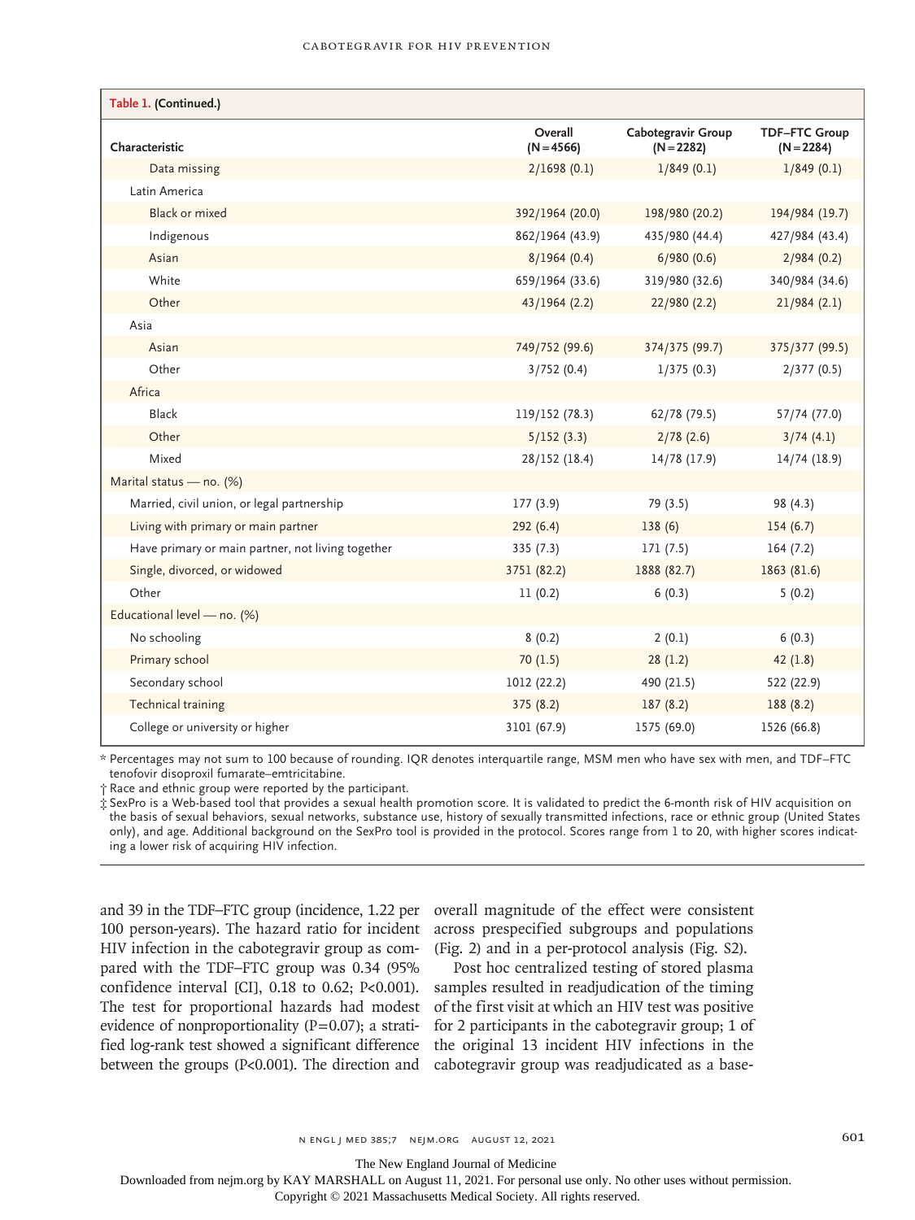| Table 1. (Continued.) | | | |
|---|---|---|---|
| Characteristic | Overall (N=4566) | Cabotegravir Group (N=2282) | TDF–FTC Group (N=2284) |
| Data missing | 2/1698 (0.1) | 1/849 (0.1) | 1/849 (0.1) |
| Latin America | | | |
| Black or mixed | 392/1964 (20.0) | 198/980 (20.2) | 194/984 (19.7) |
| Indigenous | 862/1964 (43.9) | 435/980 (44.4) | 427/984 (43.4) |
| Asian | 8/1964 (0.4) | 6/980 (0.6) | 2/984 (0.2) |
| White | 659/1964 (33.6) | 319/980 (32.6) | 340/984 (34.6) |
| Other | 43/1964 (2.2) | 22/980 (2.2) | 21/984 (2.1) |
| Asia | | | |
| Asian | 749/752 (99.6) | 374/375 (99.7) | 375/377 (99.5) |
| Other | 3/752 (0.4) | 1/375 (0.3) | 2/377 (0.5) |
| Africa | | | |
| Black | 119/152 (78.3) | 62/78 (79.5) | 57/74 (77.0) |
| Other | 5/152 (3.3) | 2/78 (2.6) | 3/74 (4.1) |
| Mixed | 28/152 (18.4) | 14/78 (17.9) | 14/74 (18.9) |
| Marital status — no. (%) | | | |
| Married, civil union, or legal partnership | 177 (3.9) | 79 (3.5) | 98 (4.3) |
| Living with primary or main partner | 292 (6.4) | 138 (6) | 154 (6.7) |
| Have primary or main partner, not living together | 335 (7.3) | 171 (7.5) | 164 (7.2) |
| Single, divorced, or widowed | 3751 (82.2) | 1888 (82.7) | 1863 (81.6) |
| Other | 11 (0.2) | 6 (0.3) | 5 (0.2) |
| Educational level — no. (%) | | | |
| No schooling | 8 (0.2) | 2 (0.1) | 6 (0.3) |
| Primary school | 70 (1.5) | 28 (1.2) | 42 (1.8) |
| Secondary school | 1012 (22.2) | 490 (21.5) | 522 (22.9) |
| Technical training | 375 (8.2) | 187 (8.2) | 188 (8.2) |
| College or university or higher | 3101 (67.9) | 1575 (69.0) | 1526 (66.8) |

* Percentages may not sum to 100 because of rounding. IQR denotes interquartile range, MSM men who have sex with men, and TDF–FTC tenofovir disoproxil fumarate–emtricitabine.

† Race and ethnic group were reported by the participant.

‡ SexPro is a Web-based tool that provides a sexual health promotion score. It is validated to predict the 6-month risk of HIV acquisition on the basis of sexual behaviors, sexual networks, substance use, history of sexually transmitted infections, race or ethnic group (United States only), and age. Additional background on the SexPro tool is provided in the protocol. Scores range from 1 to 20, with higher scores indicating a lower risk of acquiring HIV infection.

and 39 in the TDF–FTC group (incidence, 1.22 per 100 person-years). The hazard ratio for incident HIV infection in the cabotegravir group as compared with the TDF–FTC group was 0.34 (95% confidence interval [CI], 0.18 to 0.62; P<0.001). The test for proportional hazards had modest evidence of nonproportionality (P=0.07); a stratified log-rank test showed a significant difference between the groups (P<0.001). The direction and overall magnitude of the effect were consistent across prespecified subgroups and populations (Fig. 2) and in a per-protocol analysis (Fig. S2).

Post hoc centralized testing of stored plasma samples resulted in readjudication of the timing of the first visit at which an HIV test was positive for 2 participants in the cabotegravir group; 1 of the original 13 incident HIV infections in the cabotegravir group was readjudicated as a base-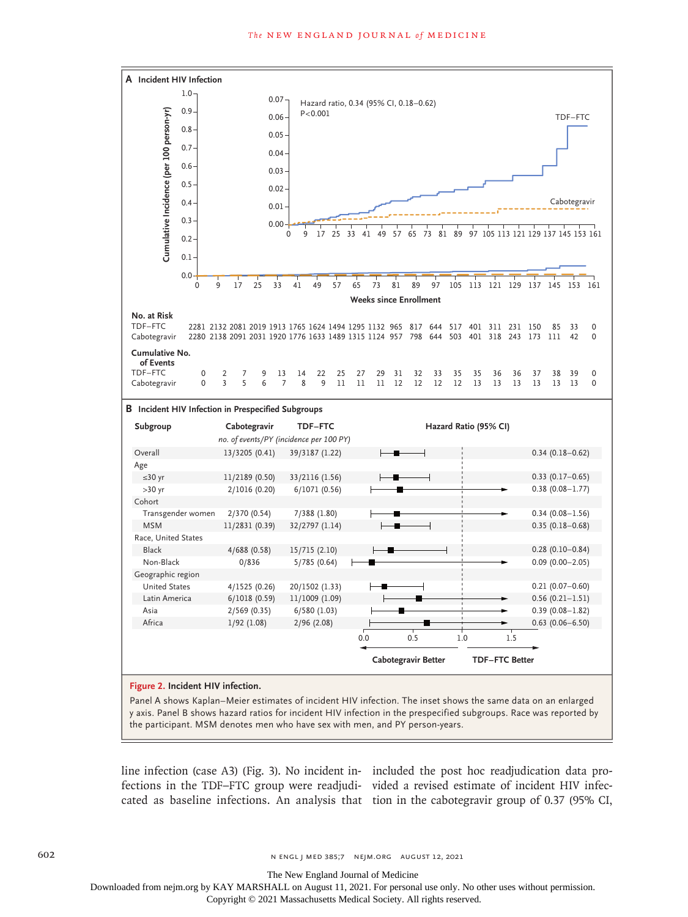**A Incident HIV Infection**

Hazard ratio, 0.34 (95% CI, 0.18–0.62)
P<0.001

**No. at Risk**

| Weeks since Enrollment | 0 | 9 | 17 | 25 | 33 | 41 | 49 | 57 | 65 | 73 | 81 | 89 | 97 | 105 | 113 | 121 | 129 | 137 | 145 | 153 | 161 |
|---|---|---|---|---|---|---|---|---|---|---|---|---|---|---|---|---|---|---|---|---|---|
| TDF–FTC | 2281 | 2132 | 2081 | 2019 | 1913 | 1765 | 1624 | 1494 | 1295 | 1132 | 965 | 817 | 644 | 517 | 401 | 311 | 231 | 150 | 85 | 33 | 0 |
| Cabotegravir | 2280 | 2138 | 2091 | 2031 | 1920 | 1776 | 1633 | 1489 | 1315 | 1124 | 957 | 798 | 644 | 503 | 401 | 318 | 243 | 173 | 111 | 42 | 0 |

**Cumulative No. of Events**

| Weeks since Enrollment | 0 | 9 | 17 | 25 | 33 | 41 | 49 | 57 | 65 | 73 | 81 | 89 | 97 | 105 | 113 | 121 | 129 | 137 | 145 | 153 | 161 |
|---|---|---|---|---|---|---|---|---|---|---|---|---|---|---|---|---|---|---|---|---|---|
| TDF–FTC | 0 | 2 | 7 | 9 | 13 | 14 | 22 | 25 | 27 | 29 | 31 | 32 | 33 | 35 | 35 | 36 | 36 | 37 | 38 | 39 | 0 |
| Cabotegravir | 0 | 3 | 5 | 6 | 7 | 8 | 9 | 11 | 11 | 11 | 12 | 12 | 12 | 12 | 13 | 13 | 13 | 13 | 13 | 13 | 0 |

**B Incident HIV Infection in Prespecified Subgroups**

| Subgroup | Cabotegravir | TDF–FTC | Hazard Ratio (95% CI) |
|---|---|---|---|
| | *no. of events/PY (incidence per 100 PY)* | | |
| Overall | 13/3205 (0.41) | 39/3187 (1.22) | 0.34 (0.18–0.62) |
| Age | | | |
| ≤30 yr | 11/2189 (0.50) | 33/2116 (1.56) | 0.33 (0.17–0.65) |
| >30 yr | 2/1016 (0.20) | 6/1071 (0.56) | 0.38 (0.08–1.77) |
| Cohort | | | |
| Transgender women | 2/370 (0.54) | 7/388 (1.80) | 0.34 (0.08–1.56) |
| MSM | 11/2831 (0.39) | 32/2797 (1.14) | 0.35 (0.18–0.68) |
| Race, United States | | | |
| Black | 4/688 (0.58) | 15/715 (2.10) | 0.28 (0.10–0.84) |
| Non-Black | 0/836 | 5/785 (0.64) | 0.09 (0.00–2.05) |
| Geographic region | | | |
| United States | 4/1525 (0.26) | 20/1502 (1.33) | 0.21 (0.07–0.60) |
| Latin America | 6/1018 (0.59) | 11/1009 (1.09) | 0.56 (0.21–1.51) |
| Asia | 2/569 (0.35) | 6/580 (1.03) | 0.39 (0.08–1.82) |
| Africa | 1/92 (1.08) | 2/96 (2.08) | 0.63 (0.06–6.50) |

Cabotegravir Better ← → TDF–FTC Better

**Figure 2. Incident HIV infection.**

Panel A shows Kaplan–Meier estimates of incident HIV infection. The inset shows the same data on an enlarged y axis. Panel B shows hazard ratios for incident HIV infection in the prespecified subgroups. Race was reported by the participant. MSM denotes men who have sex with men, and PY person-years.

line infection (case A3) (Fig. 3). No incident infections in the TDF–FTC group were readjudicated as baseline infections. An analysis that included the post hoc readjudication data provided a revised estimate of incident HIV infection in the cabotegravir group of 0.37 (95% CI,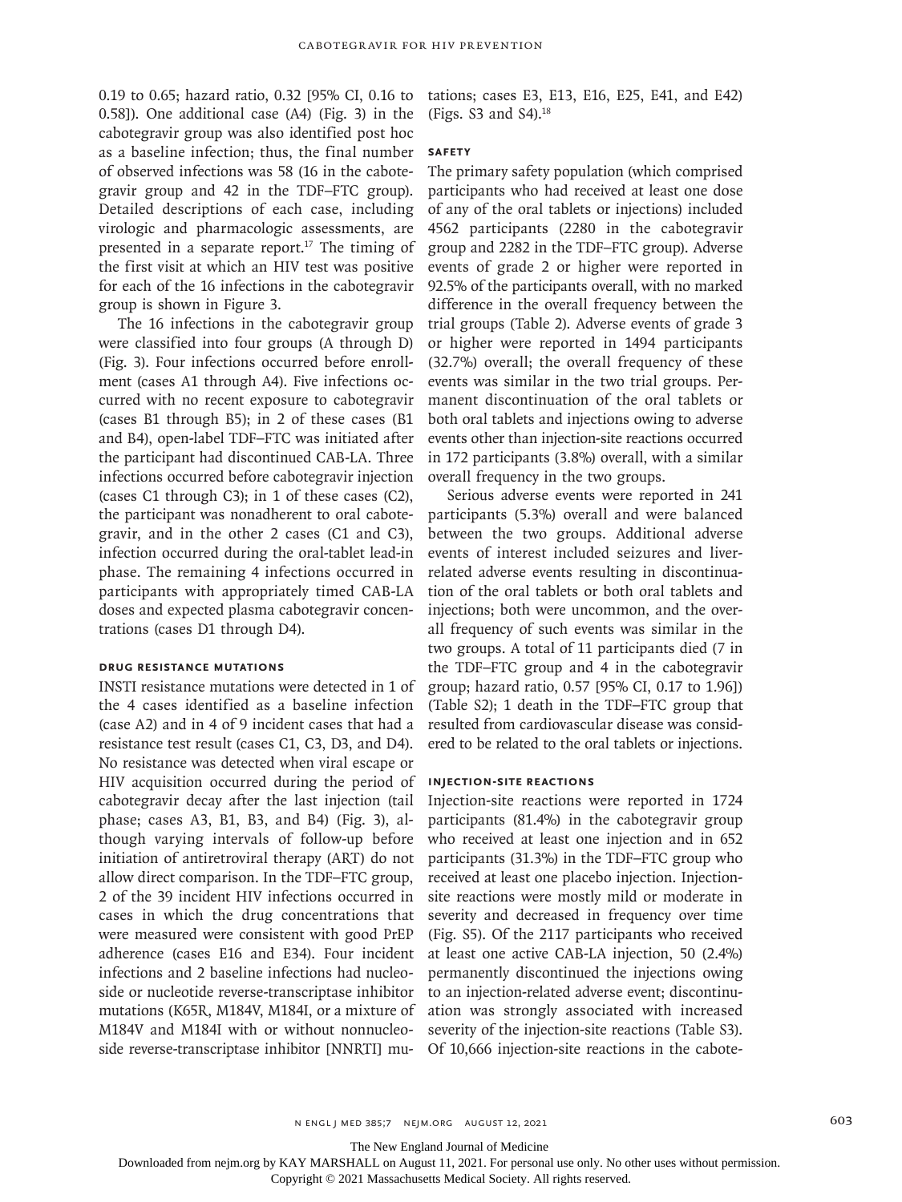0.19 to 0.65; hazard ratio, 0.32 [95% CI, 0.16 to 0.58]). One additional case (A4) (Fig. 3) in the cabotegravir group was also identified post hoc as a baseline infection; thus, the final number of observed infections was 58 (16 in the cabotegravir group and 42 in the TDF–FTC group). Detailed descriptions of each case, including virologic and pharmacologic assessments, are presented in a separate report.[17] The timing of the first visit at which an HIV test was positive for each of the 16 infections in the cabotegravir group is shown in Figure 3.

The 16 infections in the cabotegravir group were classified into four groups (A through D) (Fig. 3). Four infections occurred before enrollment (cases A1 through A4). Five infections occurred with no recent exposure to cabotegravir (cases B1 through B5); in 2 of these cases (B1 and B4), open-label TDF–FTC was initiated after the participant had discontinued CAB-LA. Three infections occurred before cabotegravir injection (cases C1 through C3); in 1 of these cases (C2), the participant was nonadherent to oral cabotegravir, and in the other 2 cases (C1 and C3), infection occurred during the oral-tablet lead-in phase. The remaining 4 infections occurred in participants with appropriately timed CAB-LA doses and expected plasma cabotegravir concentrations (cases D1 through D4).

### Drug Resistance Mutations

INSTI resistance mutations were detected in 1 of the 4 cases identified as a baseline infection (case A2) and in 4 of 9 incident cases that had a resistance test result (cases C1, C3, D3, and D4). No resistance was detected when viral escape or HIV acquisition occurred during the period of cabotegravir decay after the last injection (tail phase; cases A3, B1, B3, and B4) (Fig. 3), although varying intervals of follow-up before initiation of antiretroviral therapy (ART) do not allow direct comparison. In the TDF–FTC group, 2 of the 39 incident HIV infections occurred in cases in which the drug concentrations that were measured were consistent with good PrEP adherence (cases E16 and E34). Four incident infections and 2 baseline infections had nucleoside or nucleotide reverse-transcriptase inhibitor mutations (K65R, M184V, M184I, or a mixture of M184V and M184I with or without nonnucleoside reverse-transcriptase inhibitor [NNRTI] mutations; cases E3, E13, E16, E25, E41, and E42) (Figs. S3 and S4).[18]

### Safety

The primary safety population (which comprised participants who had received at least one dose of any of the oral tablets or injections) included 4562 participants (2280 in the cabotegravir group and 2282 in the TDF–FTC group). Adverse events of grade 2 or higher were reported in 92.5% of the participants overall, with no marked difference in the overall frequency between the trial groups (Table 2). Adverse events of grade 3 or higher were reported in 1494 participants (32.7%) overall; the overall frequency of these events was similar in the two trial groups. Permanent discontinuation of the oral tablets or both oral tablets and injections owing to adverse events other than injection-site reactions occurred in 172 participants (3.8%) overall, with a similar overall frequency in the two groups.

Serious adverse events were reported in 241 participants (5.3%) overall and were balanced between the two groups. Additional adverse events of interest included seizures and liver-related adverse events resulting in discontinuation of the oral tablets or both oral tablets and injections; both were uncommon, and the overall frequency of such events was similar in the two groups. A total of 11 participants died (7 in the TDF–FTC group and 4 in the cabotegravir group; hazard ratio, 0.57 [95% CI, 0.17 to 1.96]) (Table S2); 1 death in the TDF–FTC group that resulted from cardiovascular disease was considered to be related to the oral tablets or injections.

### Injection-Site Reactions

Injection-site reactions were reported in 1724 participants (81.4%) in the cabotegravir group who received at least one injection and in 652 participants (31.3%) in the TDF–FTC group who received at least one placebo injection. Injection-site reactions were mostly mild or moderate in severity and decreased in frequency over time (Fig. S5). Of the 2117 participants who received at least one active CAB-LA injection, 50 (2.4%) permanently discontinued the injections owing to an injection-related adverse event; discontinuation was strongly associated with increased severity of the injection-site reactions (Table S3). Of 10,666 injection-site reactions in the cabote-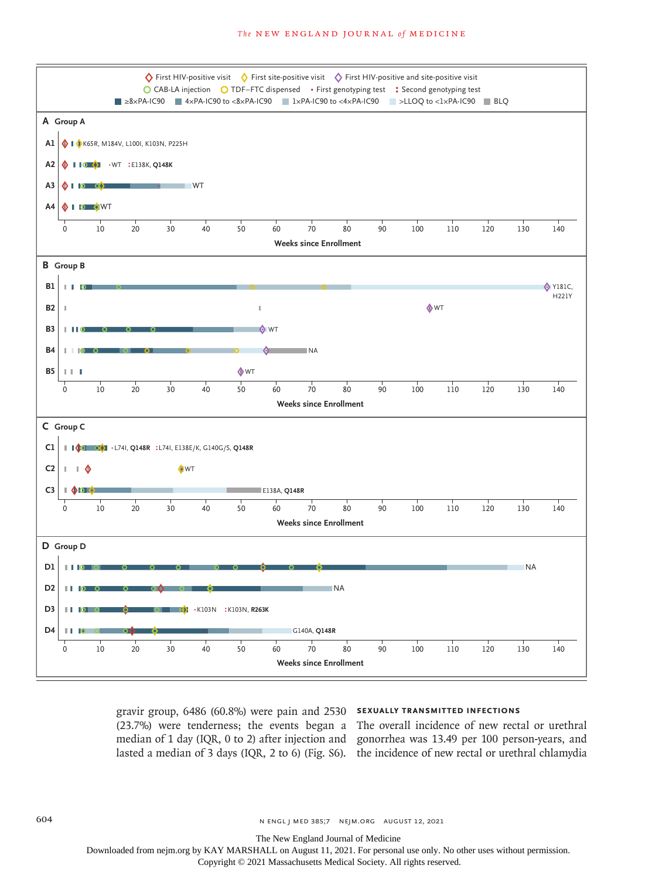First HIV-positive visit | First site-positive visit | First HIV-positive and site-positive visit
CAB-LA injection | TDF–FTC dispensed | First genotyping test | Second genotyping test
≥8×PA-IC90 | 4×PA-IC90 to <8×PA-IC90 | 1×PA-IC90 to <4×PA-IC90 | >LLOQ to <1×PA-IC90 | BLQ

**A Group A**

A1 K65R, M184V, L100I, K103N, P225H
A2 WT; E138K, **Q148K**
A3 WT
A4 WT

Weeks since Enrollment

**B Group B**

B1 Y181C, H221Y
B2 WT
B3 WT
B4 NA
B5 WT

Weeks since Enrollment

**C Group C**

C1 L74I, **Q148R**; L74I, E138E/K, G140G/S, **Q148R**
C2 WT
C3 E138A, **Q148R**

Weeks since Enrollment

**D Group D**

D1 NA
D2 NA
D3 K103N; K103N, **R263K**
D4 G140A, **Q148R**

Weeks since Enrollment

gravir group, 6486 (60.8%) were pain and 2530 (23.7%) were tenderness; the events began a median of 1 day (IQR, 0 to 2) after injection and lasted a median of 3 days (IQR, 2 to 6) (Fig. S6).

### SEXUALLY TRANSMITTED INFECTIONS

The overall incidence of new rectal or urethral gonorrhea was 13.49 per 100 person-years, and the incidence of new rectal or urethral chlamydia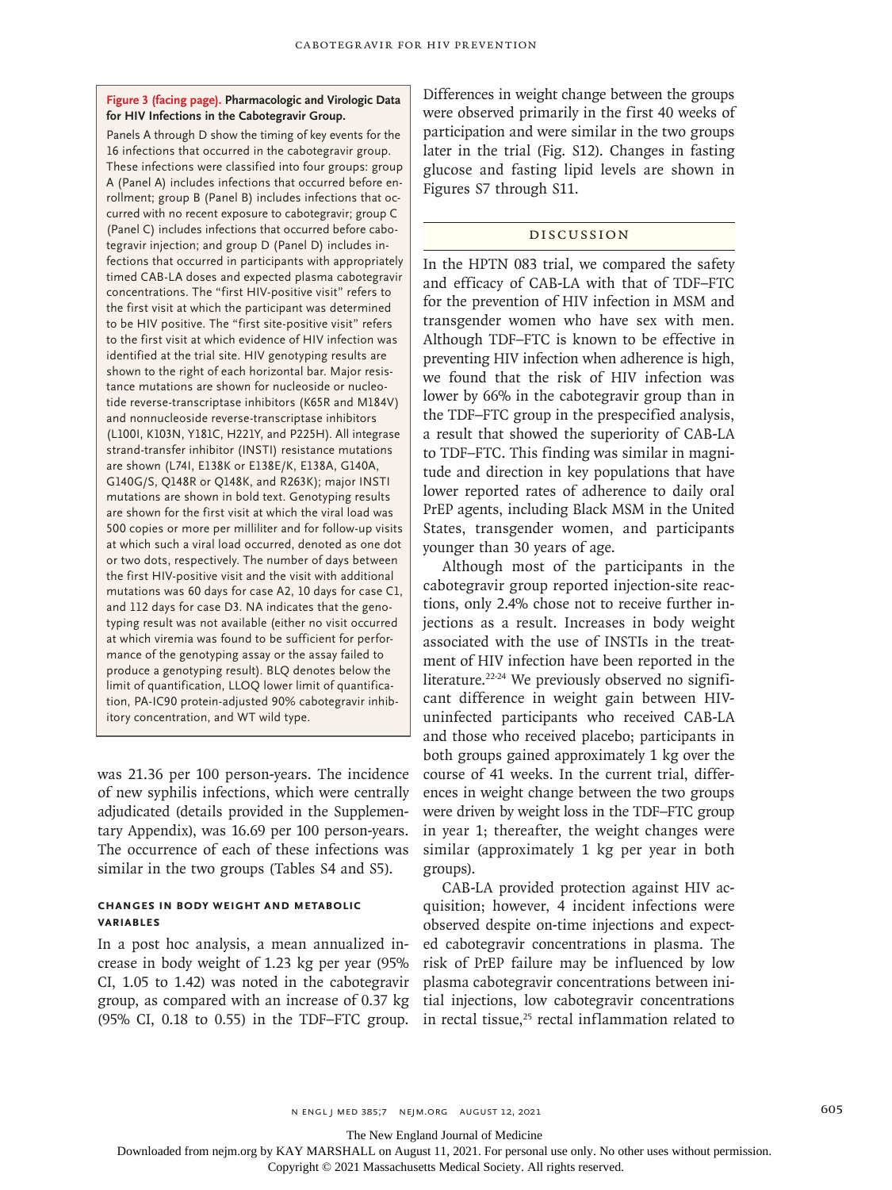**Figure 3 (facing page). Pharmacologic and Virologic Data for HIV Infections in the Cabotegravir Group.**

Panels A through D show the timing of key events for the 16 infections that occurred in the cabotegravir group. These infections were classified into four groups: group A (Panel A) includes infections that occurred before enrollment; group B (Panel B) includes infections that occurred with no recent exposure to cabotegravir; group C (Panel C) includes infections that occurred before cabotegravir injection; and group D (Panel D) includes infections that occurred in participants with appropriately timed CAB-LA doses and expected plasma cabotegravir concentrations. The "first HIV-positive visit" refers to the first visit at which the participant was determined to be HIV positive. The "first site-positive visit" refers to the first visit at which evidence of HIV infection was identified at the trial site. HIV genotyping results are shown to the right of each horizontal bar. Major resistance mutations are shown for nucleoside or nucleotide reverse-transcriptase inhibitors (K65R and M184V) and nonnucleoside reverse-transcriptase inhibitors (L100I, K103N, Y181C, H221Y, and P225H). All integrase strand-transfer inhibitor (INSTI) resistance mutations are shown (L74I, E138K or E138E/K, E138A, G140A, G140G/S, Q148R or Q148K, and R263K); major INSTI mutations are shown in bold text. Genotyping results are shown for the first visit at which the viral load was 500 copies or more per milliliter and for follow-up visits at which such a viral load occurred, denoted as one dot or two dots, respectively. The number of days between the first HIV-positive visit and the visit with additional mutations was 60 days for case A2, 10 days for case C1, and 112 days for case D3. NA indicates that the genotyping result was not available (either no visit occurred at which viremia was found to be sufficient for performance of the genotyping assay or the assay failed to produce a genotyping result). BLQ denotes below the limit of quantification, LLOQ lower limit of quantification, PA-IC90 protein-adjusted 90% cabotegravir inhibitory concentration, and WT wild type.

was 21.36 per 100 person-years. The incidence of new syphilis infections, which were centrally adjudicated (details provided in the Supplementary Appendix), was 16.69 per 100 person-years. The occurrence of each of these infections was similar in the two groups (Tables S4 and S5).

### CHANGES IN BODY WEIGHT AND METABOLIC VARIABLES

In a post hoc analysis, a mean annualized increase in body weight of 1.23 kg per year (95% CI, 1.05 to 1.42) was noted in the cabotegravir group, as compared with an increase of 0.37 kg (95% CI, 0.18 to 0.55) in the TDF–FTC group. Differences in weight change between the groups were observed primarily in the first 40 weeks of participation and were similar in the two groups later in the trial (Fig. S12). Changes in fasting glucose and fasting lipid levels are shown in Figures S7 through S11.

## DISCUSSION

In the HPTN 083 trial, we compared the safety and efficacy of CAB-LA with that of TDF–FTC for the prevention of HIV infection in MSM and transgender women who have sex with men. Although TDF–FTC is known to be effective in preventing HIV infection when adherence is high, we found that the risk of HIV infection was lower by 66% in the cabotegravir group than in the TDF–FTC group in the prespecified analysis, a result that showed the superiority of CAB-LA to TDF–FTC. This finding was similar in magnitude and direction in key populations that have lower reported rates of adherence to daily oral PrEP agents, including Black MSM in the United States, transgender women, and participants younger than 30 years of age.

Although most of the participants in the cabotegravir group reported injection-site reactions, only 2.4% chose not to receive further injections as a result. Increases in body weight associated with the use of INSTIs in the treatment of HIV infection have been reported in the literature.[22-24] We previously observed no significant difference in weight gain between HIV-uninfected participants who received CAB-LA and those who received placebo; participants in both groups gained approximately 1 kg over the course of 41 weeks. In the current trial, differences in weight change between the two groups were driven by weight loss in the TDF–FTC group in year 1; thereafter, the weight changes were similar (approximately 1 kg per year in both groups).

CAB-LA provided protection against HIV acquisition; however, 4 incident infections were observed despite on-time injections and expected cabotegravir concentrations in plasma. The risk of PrEP failure may be influenced by low plasma cabotegravir concentrations between initial injections, low cabotegravir concentrations in rectal tissue,[25] rectal inflammation related to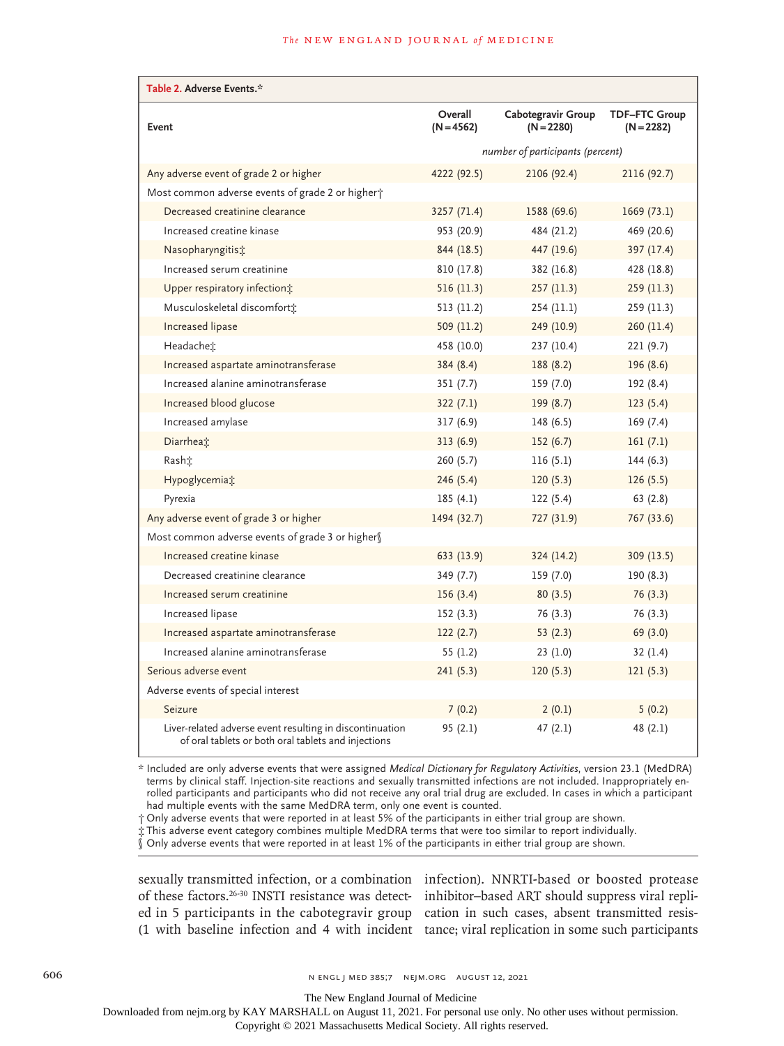**Table 2. Adverse Events.***

| Event | Overall (N=4562) | Cabotegravir Group (N=2280) | TDF–FTC Group (N=2282) |
|---|---|---|---|
| | *number of participants (percent)* | | |
| Any adverse event of grade 2 or higher | 4222 (92.5) | 2106 (92.4) | 2116 (92.7) |
| Most common adverse events of grade 2 or higher† | | | |
| Decreased creatinine clearance | 3257 (71.4) | 1588 (69.6) | 1669 (73.1) |
| Increased creatine kinase | 953 (20.9) | 484 (21.2) | 469 (20.6) |
| Nasopharyngitis‡ | 844 (18.5) | 447 (19.6) | 397 (17.4) |
| Increased serum creatinine | 810 (17.8) | 382 (16.8) | 428 (18.8) |
| Upper respiratory infection‡ | 516 (11.3) | 257 (11.3) | 259 (11.3) |
| Musculoskeletal discomfort‡ | 513 (11.2) | 254 (11.1) | 259 (11.3) |
| Increased lipase | 509 (11.2) | 249 (10.9) | 260 (11.4) |
| Headache‡ | 458 (10.0) | 237 (10.4) | 221 (9.7) |
| Increased aspartate aminotransferase | 384 (8.4) | 188 (8.2) | 196 (8.6) |
| Increased alanine aminotransferase | 351 (7.7) | 159 (7.0) | 192 (8.4) |
| Increased blood glucose | 322 (7.1) | 199 (8.7) | 123 (5.4) |
| Increased amylase | 317 (6.9) | 148 (6.5) | 169 (7.4) |
| Diarrhea‡ | 313 (6.9) | 152 (6.7) | 161 (7.1) |
| Rash‡ | 260 (5.7) | 116 (5.1) | 144 (6.3) |
| Hypoglycemia‡ | 246 (5.4) | 120 (5.3) | 126 (5.5) |
| Pyrexia | 185 (4.1) | 122 (5.4) | 63 (2.8) |
| Any adverse event of grade 3 or higher | 1494 (32.7) | 727 (31.9) | 767 (33.6) |
| Most common adverse events of grade 3 or higher§ | | | |
| Increased creatine kinase | 633 (13.9) | 324 (14.2) | 309 (13.5) |
| Decreased creatinine clearance | 349 (7.7) | 159 (7.0) | 190 (8.3) |
| Increased serum creatinine | 156 (3.4) | 80 (3.5) | 76 (3.3) |
| Increased lipase | 152 (3.3) | 76 (3.3) | 76 (3.3) |
| Increased aspartate aminotransferase | 122 (2.7) | 53 (2.3) | 69 (3.0) |
| Increased alanine aminotransferase | 55 (1.2) | 23 (1.0) | 32 (1.4) |
| Serious adverse event | 241 (5.3) | 120 (5.3) | 121 (5.3) |
| Adverse events of special interest | | | |
| Seizure | 7 (0.2) | 2 (0.1) | 5 (0.2) |
| Liver-related adverse event resulting in discontinuation of oral tablets or both oral tablets and injections | 95 (2.1) | 47 (2.1) | 48 (2.1) |

\* Included are only adverse events that were assigned *Medical Dictionary for Regulatory Activities*, version 23.1 (MedDRA) terms by clinical staff. Injection-site reactions and sexually transmitted infections are not included. Inappropriately enrolled participants and participants who did not receive any oral trial drug are excluded. In cases in which a participant had multiple events with the same MedDRA term, only one event is counted.

† Only adverse events that were reported in at least 5% of the participants in either trial group are shown.

‡ This adverse event category combines multiple MedDRA terms that were too similar to report individually.

§ Only adverse events that were reported in at least 1% of the participants in either trial group are shown.

sexually transmitted infection, or a combination of these factors.[26-30] INSTI resistance was detected in 5 participants in the cabotegravir group (1 with baseline infection and 4 with incident infection). NNRTI-based or boosted protease inhibitor–based ART should suppress viral replication in such cases, absent transmitted resistance; viral replication in some such participants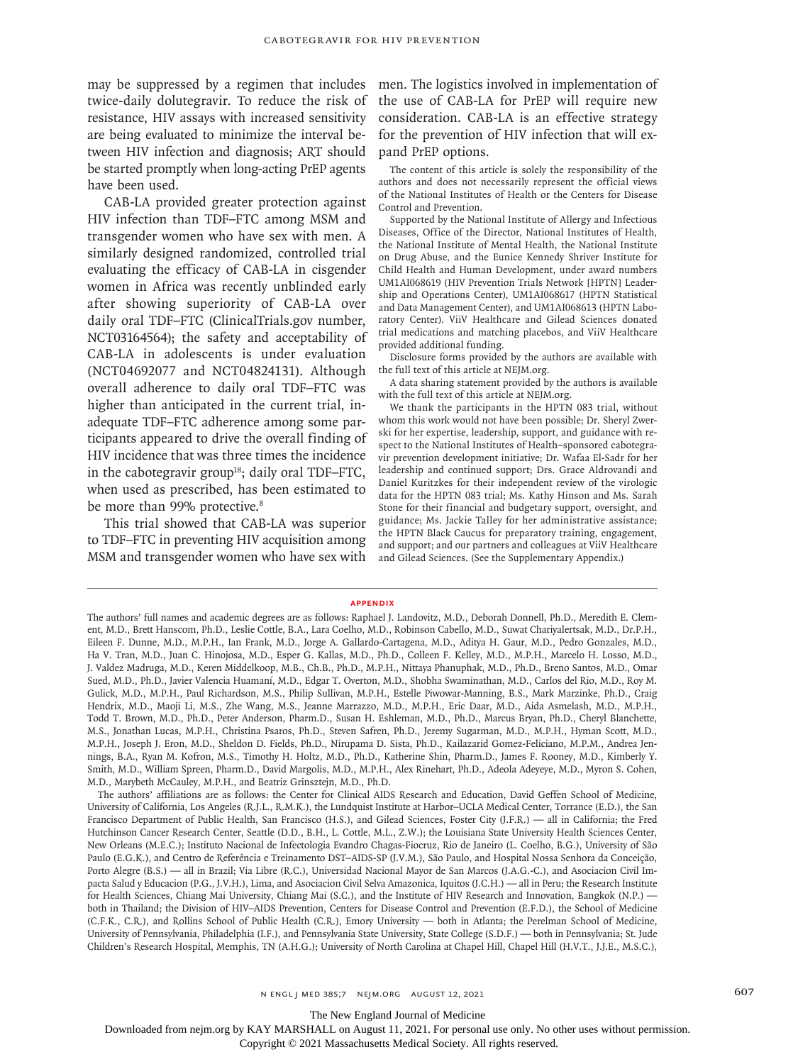may be suppressed by a regimen that includes twice-daily dolutegravir. To reduce the risk of resistance, HIV assays with increased sensitivity are being evaluated to minimize the interval between HIV infection and diagnosis; ART should be started promptly when long-acting PrEP agents have been used.

CAB-LA provided greater protection against HIV infection than TDF–FTC among MSM and transgender women who have sex with men. A similarly designed randomized, controlled trial evaluating the efficacy of CAB-LA in cisgender women in Africa was recently unblinded early after showing superiority of CAB-LA over daily oral TDF–FTC (ClinicalTrials.gov number, NCT03164564); the safety and acceptability of CAB-LA in adolescents is under evaluation (NCT04692077 and NCT04824131). Although overall adherence to daily oral TDF–FTC was higher than anticipated in the current trial, inadequate TDF–FTC adherence among some participants appeared to drive the overall finding of HIV incidence that was three times the incidence in the cabotegravir group[18]; daily oral TDF–FTC, when used as prescribed, has been estimated to be more than 99% protective.[8]

This trial showed that CAB-LA was superior to TDF–FTC in preventing HIV acquisition among MSM and transgender women who have sex with men. The logistics involved in implementation of the use of CAB-LA for PrEP will require new consideration. CAB-LA is an effective strategy for the prevention of HIV infection that will expand PrEP options.

The content of this article is solely the responsibility of the authors and does not necessarily represent the official views of the National Institutes of Health or the Centers for Disease Control and Prevention.

Supported by the National Institute of Allergy and Infectious Diseases, Office of the Director, National Institutes of Health, the National Institute of Mental Health, the National Institute on Drug Abuse, and the Eunice Kennedy Shriver Institute for Child Health and Human Development, under award numbers UM1AI068619 (HIV Prevention Trials Network [HPTN] Leadership and Operations Center), UM1AI068617 (HPTN Statistical and Data Management Center), and UM1AI068613 (HPTN Laboratory Center). ViiV Healthcare and Gilead Sciences donated trial medications and matching placebos, and ViiV Healthcare provided additional funding.

Disclosure forms provided by the authors are available with the full text of this article at NEJM.org.

A data sharing statement provided by the authors is available with the full text of this article at NEJM.org.

We thank the participants in the HPTN 083 trial, without whom this work would not have been possible; Dr. Sheryl Zwerski for her expertise, leadership, support, and guidance with respect to the National Institutes of Health–sponsored cabotegravir prevention development initiative; Dr. Wafaa El-Sadr for her leadership and continued support; Drs. Grace Aldrovandi and Daniel Kuritzkes for their independent review of the virologic data for the HPTN 083 trial; Ms. Kathy Hinson and Ms. Sarah Stone for their financial and budgetary support, oversight, and guidance; Ms. Jackie Talley for her administrative assistance; the HPTN Black Caucus for preparatory training, engagement, and support; and our partners and colleagues at ViiV Healthcare and Gilead Sciences. (See the Supplementary Appendix.)

## Appendix

The authors' full names and academic degrees are as follows: Raphael J. Landovitz, M.D., Deborah Donnell, Ph.D., Meredith E. Clement, M.D., Brett Hanscom, Ph.D., Leslie Cottle, B.A., Lara Coelho, M.D., Robinson Cabello, M.D., Suwat Chariyalertsak, M.D., Dr.P.H., Eileen F. Dunne, M.D., M.P.H., Ian Frank, M.D., Jorge A. Gallardo-Cartagena, M.D., Aditya H. Gaur, M.D., Pedro Gonzales, M.D., Ha V. Tran, M.D., Juan C. Hinojosa, M.D., Esper G. Kallas, M.D., Ph.D., Colleen F. Kelley, M.D., M.P.H., Marcelo H. Losso, M.D., J. Valdez Madruga, M.D., Keren Middelkoop, M.B., Ch.B., Ph.D., M.P.H., Nittaya Phanuphak, M.D., Ph.D., Breno Santos, M.D., Omar Sued, M.D., Ph.D., Javier Valencia Huamaní, M.D., Edgar T. Overton, M.D., Shobha Swaminathan, M.D., Carlos del Rio, M.D., Roy M. Gulick, M.D., M.P.H., Paul Richardson, M.S., Philip Sullivan, M.P.H., Estelle Piwowar-Manning, B.S., Mark Marzinke, Ph.D., Craig Hendrix, M.D., Maoji Li, M.S., Zhe Wang, M.S., Jeanne Marrazzo, M.D., M.P.H., Eric Daar, M.D., Aida Asmelash, M.D., M.P.H., Todd T. Brown, M.D., Ph.D., Peter Anderson, Pharm.D., Susan H. Eshleman, M.D., Ph.D., Marcus Bryan, Ph.D., Cheryl Blanchette, M.S., Jonathan Lucas, M.P.H., Christina Psaros, Ph.D., Steven Safren, Ph.D., Jeremy Sugarman, M.D., M.P.H., Hyman Scott, M.D., M.P.H., Joseph J. Eron, M.D., Sheldon D. Fields, Ph.D., Nirupama D. Sista, Ph.D., Kailazarid Gomez-Feliciano, M.P.M., Andrea Jennings, B.A., Ryan M. Kofron, M.S., Timothy H. Holtz, M.D., Ph.D., Katherine Shin, Pharm.D., James F. Rooney, M.D., Kimberly Y. Smith, M.D., William Spreen, Pharm.D., David Margolis, M.D., M.P.H., Alex Rinehart, Ph.D., Adeola Adeyeye, M.D., Myron S. Cohen, M.D., Marybeth McCauley, M.P.H., and Beatriz Grinsztejn, M.D., Ph.D.

The authors' affiliations are as follows: the Center for Clinical AIDS Research and Education, David Geffen School of Medicine, University of California, Los Angeles (R.J.L., R.M.K.), the Lundquist Institute at Harbor–UCLA Medical Center, Torrance (E.D.), the San Francisco Department of Public Health, San Francisco (H.S.), and Gilead Sciences, Foster City (J.F.R.) — all in California; the Fred Hutchinson Cancer Research Center, Seattle (D.D., B.H., L. Cottle, M.L., Z.W.); the Louisiana State University Health Sciences Center, New Orleans (M.E.C.); Instituto Nacional de Infectologia Evandro Chagas-Fiocruz, Rio de Janeiro (L. Coelho, B.G.), University of São Paulo (E.G.K.), and Centro de Referência e Treinamento DST–AIDS-SP (J.V.M.), São Paulo, and Hospital Nossa Senhora da Conceição, Porto Alegre (B.S.) — all in Brazil; Via Libre (R.C.), Universidad Nacional Mayor de San Marcos (J.A.G.-C.), and Asociacion Civil Impacta Salud y Educacion (P.G., J.V.H.), Lima, and Asociacion Civil Selva Amazonica, Iquitos (J.C.H.) — all in Peru; the Research Institute for Health Sciences, Chiang Mai University, Chiang Mai (S.C.), and the Institute of HIV Research and Innovation, Bangkok (N.P.) — both in Thailand; the Division of HIV–AIDS Prevention, Centers for Disease Control and Prevention (E.F.D.), the School of Medicine (C.F.K., C.R.), and Rollins School of Public Health (C.R.), Emory University — both in Atlanta; the Perelman School of Medicine, University of Pennsylvania, Philadelphia (I.F.), and Pennsylvania State University, State College (S.D.F.) — both in Pennsylvania; St. Jude Children's Research Hospital, Memphis, TN (A.H.G.); University of North Carolina at Chapel Hill, Chapel Hill (H.V.T., J.J.E., M.S.C.),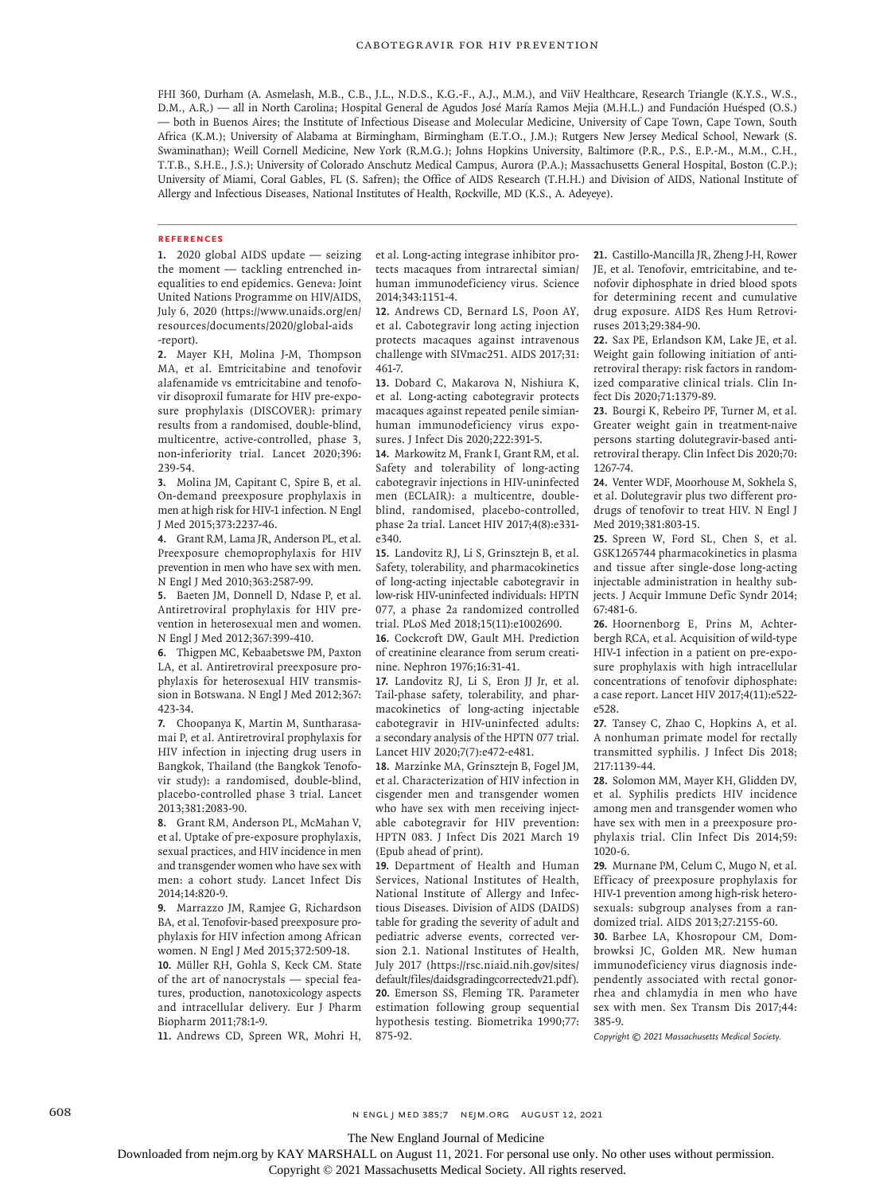FHI 360, Durham (A. Asmelash, M.B., C.B., J.L., N.D.S., K.G.-F., A.J., M.M.), and ViiV Healthcare, Research Triangle (K.Y.S., W.S., D.M., A.R.) — all in North Carolina; Hospital General de Agudos José María Ramos Mejia (M.H.L.) and Fundación Huésped (O.S.) — both in Buenos Aires; the Institute of Infectious Disease and Molecular Medicine, University of Cape Town, Cape Town, South Africa (K.M.); University of Alabama at Birmingham, Birmingham (E.T.O., J.M.); Rutgers New Jersey Medical School, Newark (S. Swaminathan); Weill Cornell Medicine, New York (R.M.G.); Johns Hopkins University, Baltimore (P.R., P.S., E.P.-M., M.M., C.H., T.T.B., S.H.E., J.S.); University of Colorado Anschutz Medical Campus, Aurora (P.A.); Massachusetts General Hospital, Boston (C.P.); University of Miami, Coral Gables, FL (S. Safren); the Office of AIDS Research (T.H.H.) and Division of AIDS, National Institute of Allergy and Infectious Diseases, National Institutes of Health, Rockville, MD (K.S., A. Adeyeye).

## REFERENCES

1. 2020 global AIDS update — seizing the moment — tackling entrenched inequalities to end epidemics. Geneva: Joint United Nations Programme on HIV/AIDS, July 6, 2020 (https://www.unaids.org/en/resources/documents/2020/global-aids-report).
2. Mayer KH, Molina J-M, Thompson MA, et al. Emtricitabine and tenofovir alafenamide vs emtricitabine and tenofovir disoproxil fumarate for HIV pre-exposure prophylaxis (DISCOVER): primary results from a randomised, double-blind, multicentre, active-controlled, phase 3, non-inferiority trial. Lancet 2020;396:239-54.
3. Molina JM, Capitant C, Spire B, et al. On-demand preexposure prophylaxis in men at high risk for HIV-1 infection. N Engl J Med 2015;373:2237-46.
4. Grant RM, Lama JR, Anderson PL, et al. Preexposure chemoprophylaxis for HIV prevention in men who have sex with men. N Engl J Med 2010;363:2587-99.
5. Baeten JM, Donnell D, Ndase P, et al. Antiretroviral prophylaxis for HIV prevention in heterosexual men and women. N Engl J Med 2012;367:399-410.
6. Thigpen MC, Kebaabetswe PM, Paxton LA, et al. Antiretroviral preexposure prophylaxis for heterosexual HIV transmission in Botswana. N Engl J Med 2012;367:423-34.
7. Choopanya K, Martin M, Suntharasamai P, et al. Antiretroviral prophylaxis for HIV infection in injecting drug users in Bangkok, Thailand (the Bangkok Tenofovir study): a randomised, double-blind, placebo-controlled phase 3 trial. Lancet 2013;381:2083-90.
8. Grant RM, Anderson PL, McMahan V, et al. Uptake of pre-exposure prophylaxis, sexual practices, and HIV incidence in men and transgender women who have sex with men: a cohort study. Lancet Infect Dis 2014;14:820-9.
9. Marrazzo JM, Ramjee G, Richardson BA, et al. Tenofovir-based preexposure prophylaxis for HIV infection among African women. N Engl J Med 2015;372:509-18.
10. Müller RH, Gohla S, Keck CM. State of the art of nanocrystals — special features, production, nanotoxicology aspects and intracellular delivery. Eur J Pharm Biopharm 2011;78:1-9.
11. Andrews CD, Spreen WR, Mohri H, et al. Long-acting integrase inhibitor protects macaques from intrarectal simian/human immunodeficiency virus. Science 2014;343:1151-4.
12. Andrews CD, Bernard LS, Poon AY, et al. Cabotegravir long acting injection protects macaques against intravenous challenge with SIVmac251. AIDS 2017;31:461-7.
13. Dobard C, Makarova N, Nishiura K, et al. Long-acting cabotegravir protects macaques against repeated penile simian-human immunodeficiency virus exposures. J Infect Dis 2020;222:391-5.
14. Markowitz M, Frank I, Grant RM, et al. Safety and tolerability of long-acting cabotegravir injections in HIV-uninfected men (ECLAIR): a multicentre, double-blind, randomised, placebo-controlled, phase 2a trial. Lancet HIV 2017;4(8):e331-e340.
15. Landovitz RJ, Li S, Grinsztejn B, et al. Safety, tolerability, and pharmacokinetics of long-acting injectable cabotegravir in low-risk HIV-uninfected individuals: HPTN 077, a phase 2a randomized controlled trial. PLoS Med 2018;15(11):e1002690.
16. Cockcroft DW, Gault MH. Prediction of creatinine clearance from serum creatinine. Nephron 1976;16:31-41.
17. Landovitz RJ, Li S, Eron JJ Jr, et al. Tail-phase safety, tolerability, and pharmacokinetics of long-acting injectable cabotegravir in HIV-uninfected adults: a secondary analysis of the HPTN 077 trial. Lancet HIV 2020;7(7):e472-e481.
18. Marzinke MA, Grinsztejn B, Fogel JM, et al. Characterization of HIV infection in cisgender men and transgender women who have sex with men receiving injectable cabotegravir for HIV prevention: HPTN 083. J Infect Dis 2021 March 19 (Epub ahead of print).
19. Department of Health and Human Services, National Institutes of Health, National Institute of Allergy and Infectious Diseases. Division of AIDS (DAIDS) table for grading the severity of adult and pediatric adverse events, corrected version 2.1. National Institutes of Health, July 2017 (https://rsc.niaid.nih.gov/sites/default/files/daidsgradingcorrectedv21.pdf).
20. Emerson SS, Fleming TR. Parameter estimation following group sequential hypothesis testing. Biometrika 1990;77:875-92.
21. Castillo-Mancilla JR, Zheng J-H, Rower JE, et al. Tenofovir, emtricitabine, and tenofovir diphosphate in dried blood spots for determining recent and cumulative drug exposure. AIDS Res Hum Retroviruses 2013;29:384-90.
22. Sax PE, Erlandson KM, Lake JE, et al. Weight gain following initiation of antiretroviral therapy: risk factors in randomized comparative clinical trials. Clin Infect Dis 2020;71:1379-89.
23. Bourgi K, Rebeiro PF, Turner M, et al. Greater weight gain in treatment-naive persons starting dolutegravir-based antiretroviral therapy. Clin Infect Dis 2020;70:1267-74.
24. Venter WDF, Moorhouse M, Sokhela S, et al. Dolutegravir plus two different prodrugs of tenofovir to treat HIV. N Engl J Med 2019;381:803-15.
25. Spreen W, Ford SL, Chen S, et al. GSK1265744 pharmacokinetics in plasma and tissue after single-dose long-acting injectable administration in healthy subjects. J Acquir Immune Defic Syndr 2014;67:481-6.
26. Hoornenborg E, Prins M, Achterbergh RCA, et al. Acquisition of wild-type HIV-1 infection in a patient on pre-exposure prophylaxis with high intracellular concentrations of tenofovir diphosphate: a case report. Lancet HIV 2017;4(11):e522-e528.
27. Tansey C, Zhao C, Hopkins A, et al. A nonhuman primate model for rectally transmitted syphilis. J Infect Dis 2018;217:1139-44.
28. Solomon MM, Mayer KH, Glidden DV, et al. Syphilis predicts HIV incidence among men and transgender women who have sex with men in a preexposure prophylaxis trial. Clin Infect Dis 2014;59:1020-6.
29. Murnane PM, Celum C, Mugo N, et al. Efficacy of preexposure prophylaxis for HIV-1 prevention among high-risk heterosexuals: subgroup analyses from a randomized trial. AIDS 2013;27:2155-60.
30. Barbee LA, Khosropour CM, Dombrowksi JC, Golden MR. New human immunodeficiency virus diagnosis independently associated with rectal gonorrhea and chlamydia in men who have sex with men. Sex Transm Dis 2017;44:385-9.

*Copyright © 2021 Massachusetts Medical Society.*